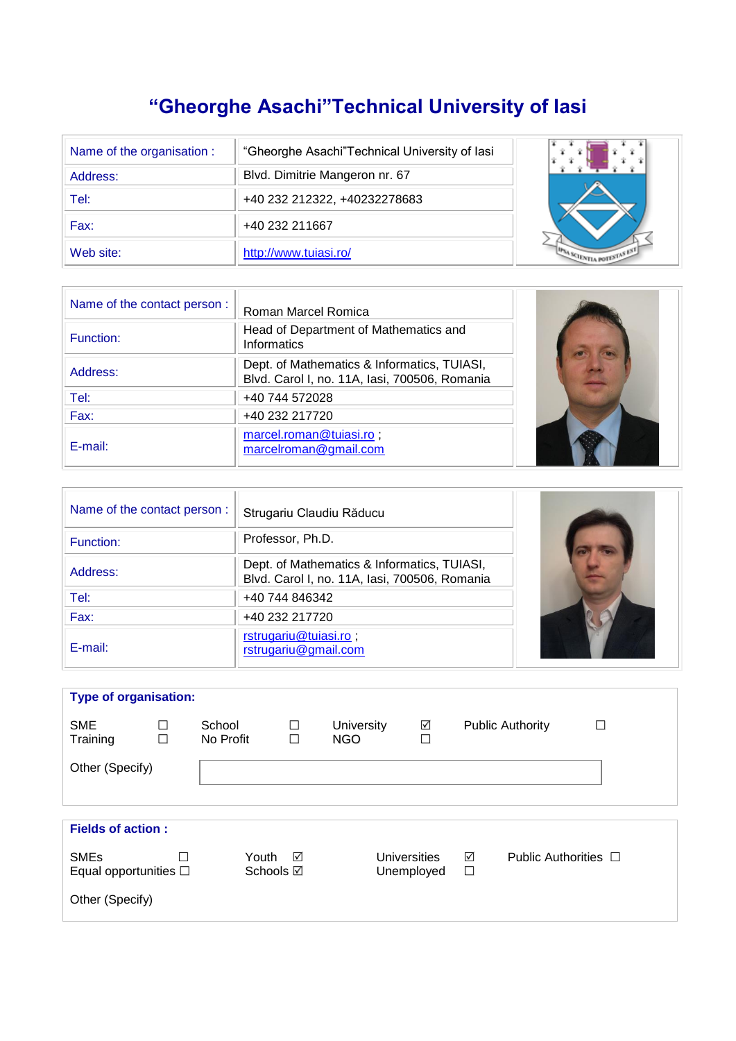# “Gheorghe Asachi”Technical University of Iasi

| | |
|---|---|
| Name of the organisation : | “Gheorghe Asachi”Technical University of Iasi |
| Address: | Blvd. Dimitrie Mangeron nr. 67 |
| Tel: | +40 232 212322, +40232278683 |
| Fax: | +40 232 211667 |
| Web site: | http://www.tuiasi.ro/ |

| | |
|---|---|
| Name of the contact person : | Roman Marcel Romica |
| Function: | Head of Department of Mathematics and Informatics |
| Address: | Dept. of Mathematics & Informatics, TUIASI, Blvd. Carol I, no. 11A, Iasi, 700506, Romania |
| Tel: | +40 744 572028 |
| Fax: | +40 232 217720 |
| E-mail: | marcel.roman@tuiasi.ro ; marcelroman@gmail.com |

| | |
|---|---|
| Name of the contact person : | Strugariu Claudiu Răducu |
| Function: | Professor, Ph.D. |
| Address: | Dept. of Mathematics & Informatics, TUIASI, Blvd. Carol I, no. 11A, Iasi, 700506, Romania |
| Tel: | +40 744 846342 |
| Fax: | +40 232 217720 |
| E-mail: | rstrugariu@tuiasi.ro ; rstrugariu@gmail.com |

**Type of organisation:**

| | | | | | | | |
|---|---|---|---|---|---|---|---|
| SME | ☐ | School | ☐ | University | ☑ | Public Authority | ☐ |
| Training | ☐ | No Profit | ☐ | NGO | ☐ | | |

Other (Specify)

**Fields of action :**

| | | | | | | | |
|---|---|---|---|---|---|---|---|
| SMEs | ☐ | Youth | ☑ | Universities | ☑ | Public Authorities | ☐ |
| Equal opportunities | ☐ | Schools | ☑ | Unemployed | ☐ | | |

Other (Specify)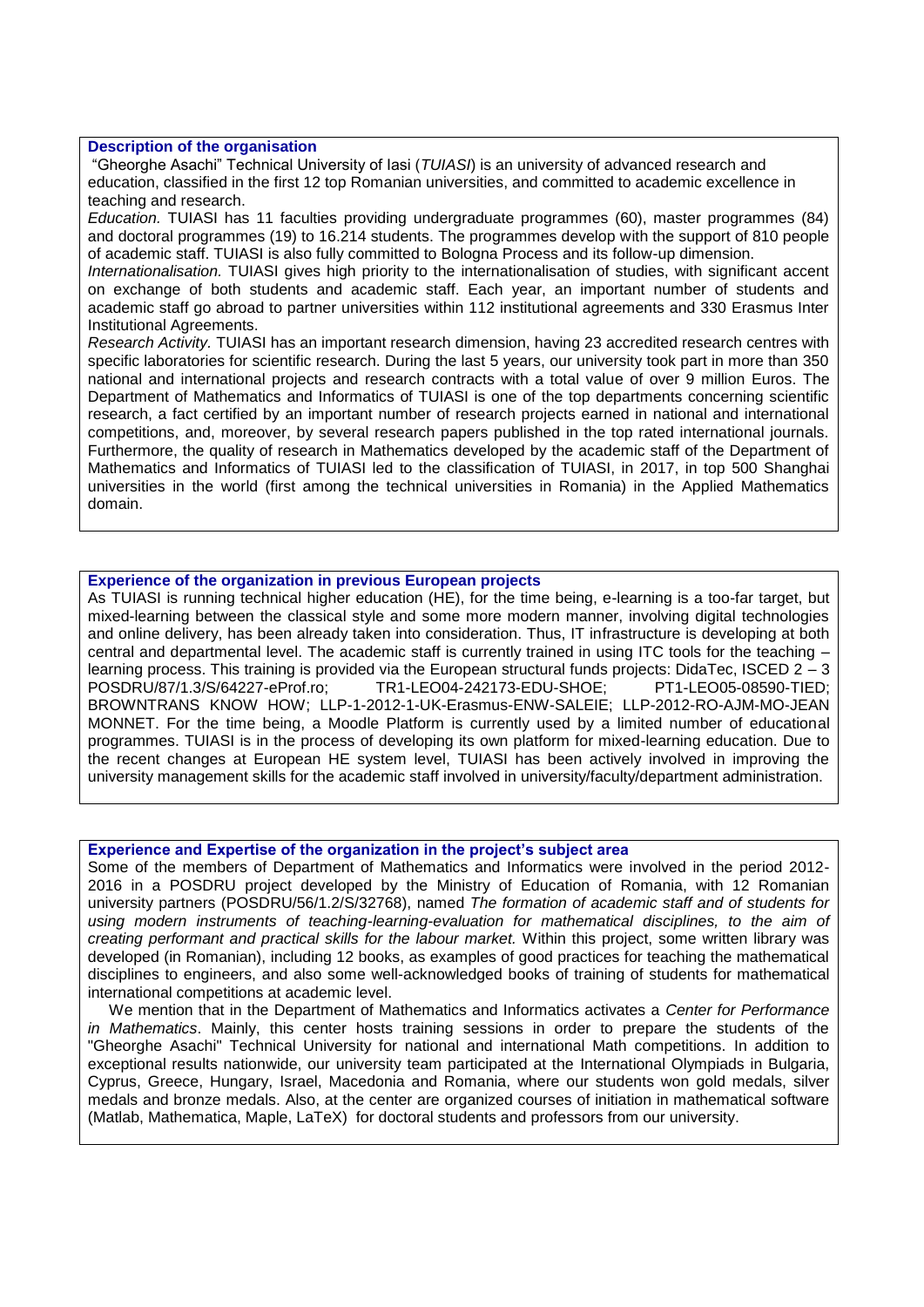**Description of the organisation**

"Gheorghe Asachi" Technical University of Iasi (*TUIASI*) is an university of advanced research and education, classified in the first 12 top Romanian universities, and committed to academic excellence in teaching and research.

*Education.* TUIASI has 11 faculties providing undergraduate programmes (60), master programmes (84) and doctoral programmes (19) to 16.214 students. The programmes develop with the support of 810 people of academic staff. TUIASI is also fully committed to Bologna Process and its follow-up dimension.

*Internationalisation.* TUIASI gives high priority to the internationalisation of studies, with significant accent on exchange of both students and academic staff. Each year, an important number of students and academic staff go abroad to partner universities within 112 institutional agreements and 330 Erasmus Inter Institutional Agreements.

*Research Activity.* TUIASI has an important research dimension, having 23 accredited research centres with specific laboratories for scientific research. During the last 5 years, our university took part in more than 350 national and international projects and research contracts with a total value of over 9 million Euros. The Department of Mathematics and Informatics of TUIASI is one of the top departments concerning scientific research, a fact certified by an important number of research projects earned in national and international competitions, and, moreover, by several research papers published in the top rated international journals. Furthermore, the quality of research in Mathematics developed by the academic staff of the Department of Mathematics and Informatics of TUIASI led to the classification of TUIASI, in 2017, in top 500 Shanghai universities in the world (first among the technical universities in Romania) in the Applied Mathematics domain.

**Experience of the organization in previous European projects**

As TUIASI is running technical higher education (HE), for the time being, e-learning is a too-far target, but mixed-learning between the classical style and some more modern manner, involving digital technologies and online delivery, has been already taken into consideration. Thus, IT infrastructure is developing at both central and departmental level. The academic staff is currently trained in using ITC tools for the teaching – learning process. This training is provided via the European structural funds projects: DidaTec, ISCED 2 – 3 POSDRU/87/1.3/S/64227-eProf.ro; TR1-LEO04-242173-EDU-SHOE; PT1-LEO05-08590-TIED; BROWNTRANS KNOW HOW; LLP-1-2012-1-UK-Erasmus-ENW-SALEIE; LLP-2012-RO-AJM-MO-JEAN MONNET. For the time being, a Moodle Platform is currently used by a limited number of educational programmes. TUIASI is in the process of developing its own platform for mixed-learning education. Due to the recent changes at European HE system level, TUIASI has been actively involved in improving the university management skills for the academic staff involved in university/faculty/department administration.

**Experience and Expertise of the organization in the project's subject area**

Some of the members of Department of Mathematics and Informatics were involved in the period 2012-2016 in a POSDRU project developed by the Ministry of Education of Romania, with 12 Romanian university partners (POSDRU/56/1.2/S/32768), named *The formation of academic staff and of students for using modern instruments of teaching-learning-evaluation for mathematical disciplines, to the aim of creating performant and practical skills for the labour market.* Within this project, some written library was developed (in Romanian), including 12 books, as examples of good practices for teaching the mathematical disciplines to engineers, and also some well-acknowledged books of training of students for mathematical international competitions at academic level.

We mention that in the Department of Mathematics and Informatics activates a *Center for Performance in Mathematics*. Mainly, this center hosts training sessions in order to prepare the students of the "Gheorghe Asachi" Technical University for national and international Math competitions. In addition to exceptional results nationwide, our university team participated at the International Olympiads in Bulgaria, Cyprus, Greece, Hungary, Israel, Macedonia and Romania, where our students won gold medals, silver medals and bronze medals. Also, at the center are organized courses of initiation in mathematical software (Matlab, Mathematica, Maple, LaTeX) for doctoral students and professors from our university.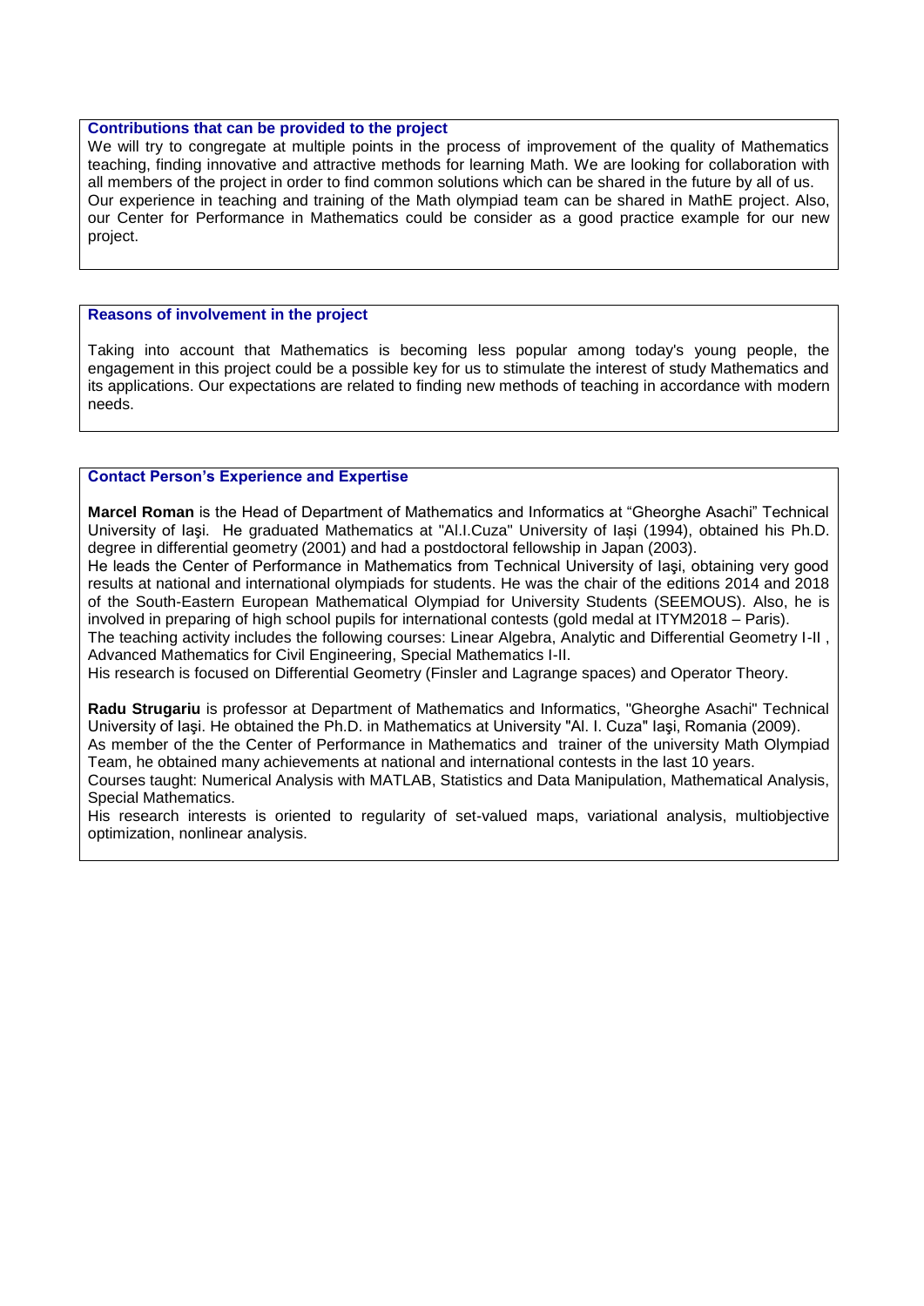### Contributions that can be provided to the project

We will try to congregate at multiple points in the process of improvement of the quality of Mathematics teaching, finding innovative and attractive methods for learning Math. We are looking for collaboration with all members of the project in order to find common solutions which can be shared in the future by all of us. Our experience in teaching and training of the Math olympiad team can be shared in MathE project. Also, our Center for Performance in Mathematics could be consider as a good practice example for our new project.

### Reasons of involvement in the project

Taking into account that Mathematics is becoming less popular among today's young people, the engagement in this project could be a possible key for us to stimulate the interest of study Mathematics and its applications. Our expectations are related to finding new methods of teaching in accordance with modern needs.

### Contact Person's Experience and Expertise

**Marcel Roman** is the Head of Department of Mathematics and Informatics at "Gheorghe Asachi" Technical University of Iaşi. He graduated Mathematics at "Al.I.Cuza" University of Iași (1994), obtained his Ph.D. degree in differential geometry (2001) and had a postdoctoral fellowship in Japan (2003).
He leads the Center of Performance in Mathematics from Technical University of Iaşi, obtaining very good results at national and international olympiads for students. He was the chair of the editions 2014 and 2018 of the South-Eastern European Mathematical Olympiad for University Students (SEEMOUS). Also, he is involved in preparing of high school pupils for international contests (gold medal at ITYM2018 – Paris).
The teaching activity includes the following courses: Linear Algebra, Analytic and Differential Geometry I-II , Advanced Mathematics for Civil Engineering, Special Mathematics I-II.
His research is focused on Differential Geometry (Finsler and Lagrange spaces) and Operator Theory.

**Radu Strugariu** is professor at Department of Mathematics and Informatics, "Gheorghe Asachi" Technical University of Iaşi. He obtained the Ph.D. in Mathematics at University "Al. I. Cuza" Iaşi, Romania (2009).
As member of the the Center of Performance in Mathematics and trainer of the university Math Olympiad Team, he obtained many achievements at national and international contests in the last 10 years.
Courses taught: Numerical Analysis with MATLAB, Statistics and Data Manipulation, Mathematical Analysis, Special Mathematics.
His research interests is oriented to regularity of set-valued maps, variational analysis, multiobjective optimization, nonlinear analysis.